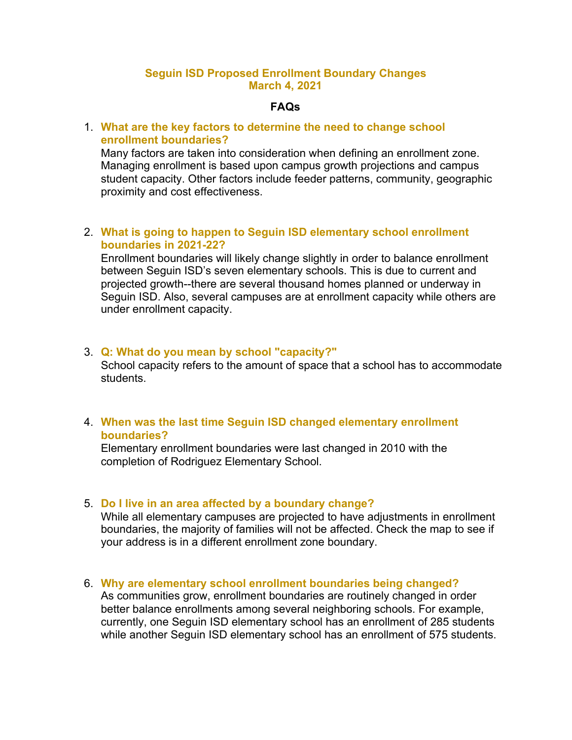# Seguin ISD Proposed Enrollment Boundary Changes
## March 4, 2021

### FAQs

1. **What are the key factors to determine the need to change school enrollment boundaries?**
   Many factors are taken into consideration when defining an enrollment zone. Managing enrollment is based upon campus growth projections and campus student capacity. Other factors include feeder patterns, community, geographic proximity and cost effectiveness.

2. **What is going to happen to Seguin ISD elementary school enrollment boundaries in 2021-22?**
   Enrollment boundaries will likely change slightly in order to balance enrollment between Seguin ISD's seven elementary schools. This is due to current and projected growth--there are several thousand homes planned or underway in Seguin ISD. Also, several campuses are at enrollment capacity while others are under enrollment capacity.

3. **Q: What do you mean by school "capacity?"**
   School capacity refers to the amount of space that a school has to accommodate students.

4. **When was the last time Seguin ISD changed elementary enrollment boundaries?**
   Elementary enrollment boundaries were last changed in 2010 with the completion of Rodriguez Elementary School.

5. **Do I live in an area affected by a boundary change?**
   While all elementary campuses are projected to have adjustments in enrollment boundaries, the majority of families will not be affected. Check the map to see if your address is in a different enrollment zone boundary.

6. **Why are elementary school enrollment boundaries being changed?**
   As communities grow, enrollment boundaries are routinely changed in order better balance enrollments among several neighboring schools. For example, currently, one Seguin ISD elementary school has an enrollment of 285 students while another Seguin ISD elementary school has an enrollment of 575 students.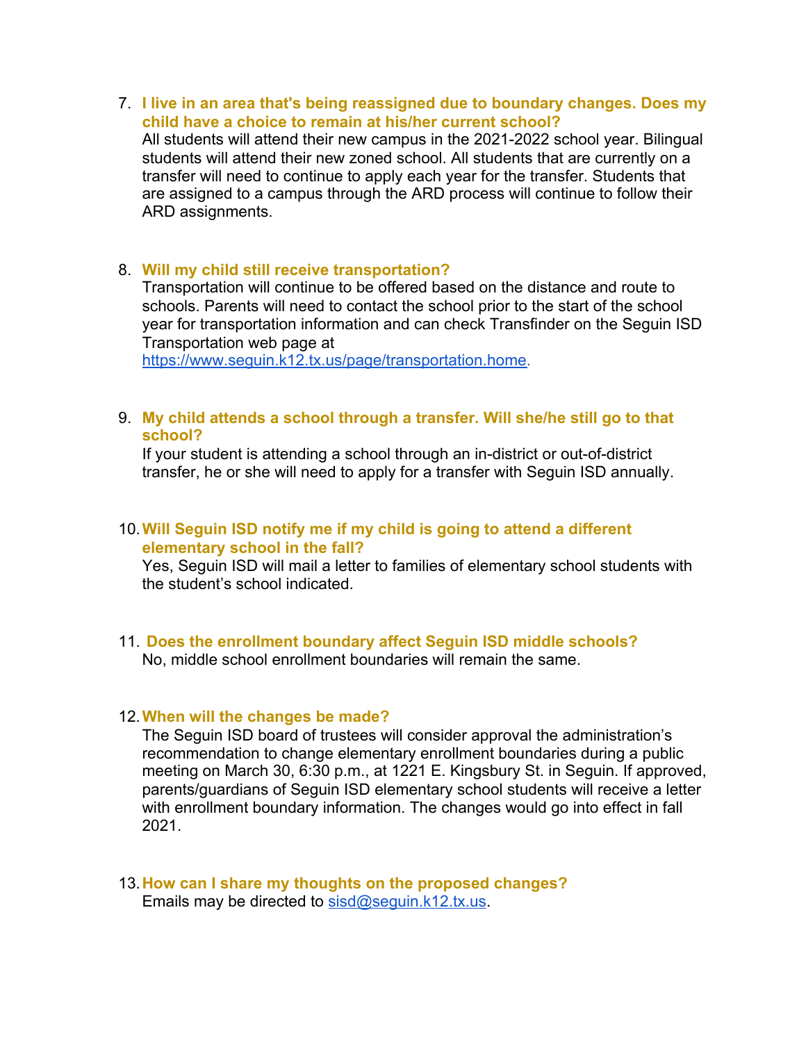7. **I live in an area that's being reassigned due to boundary changes. Does my child have a choice to remain at his/her current school?**
   All students will attend their new campus in the 2021-2022 school year. Bilingual students will attend their new zoned school. All students that are currently on a transfer will need to continue to apply each year for the transfer. Students that are assigned to a campus through the ARD process will continue to follow their ARD assignments.

8. **Will my child still receive transportation?**
   Transportation will continue to be offered based on the distance and route to schools. Parents will need to contact the school prior to the start of the school year for transportation information and can check Transfinder on the Seguin ISD Transportation web page at https://www.seguin.k12.tx.us/page/transportation.home.

9. **My child attends a school through a transfer. Will she/he still go to that school?**
   If your student is attending a school through an in-district or out-of-district transfer, he or she will need to apply for a transfer with Seguin ISD annually.

10. **Will Seguin ISD notify me if my child is going to attend a different elementary school in the fall?**
    Yes, Seguin ISD will mail a letter to families of elementary school students with the student's school indicated.

11. **Does the enrollment boundary affect Seguin ISD middle schools?**
    No, middle school enrollment boundaries will remain the same.

12. **When will the changes be made?**
    The Seguin ISD board of trustees will consider approval the administration's recommendation to change elementary enrollment boundaries during a public meeting on March 30, 6:30 p.m., at 1221 E. Kingsbury St. in Seguin. If approved, parents/guardians of Seguin ISD elementary school students will receive a letter with enrollment boundary information. The changes would go into effect in fall 2021.

13. **How can I share my thoughts on the proposed changes?**
    Emails may be directed to sisd@seguin.k12.tx.us.